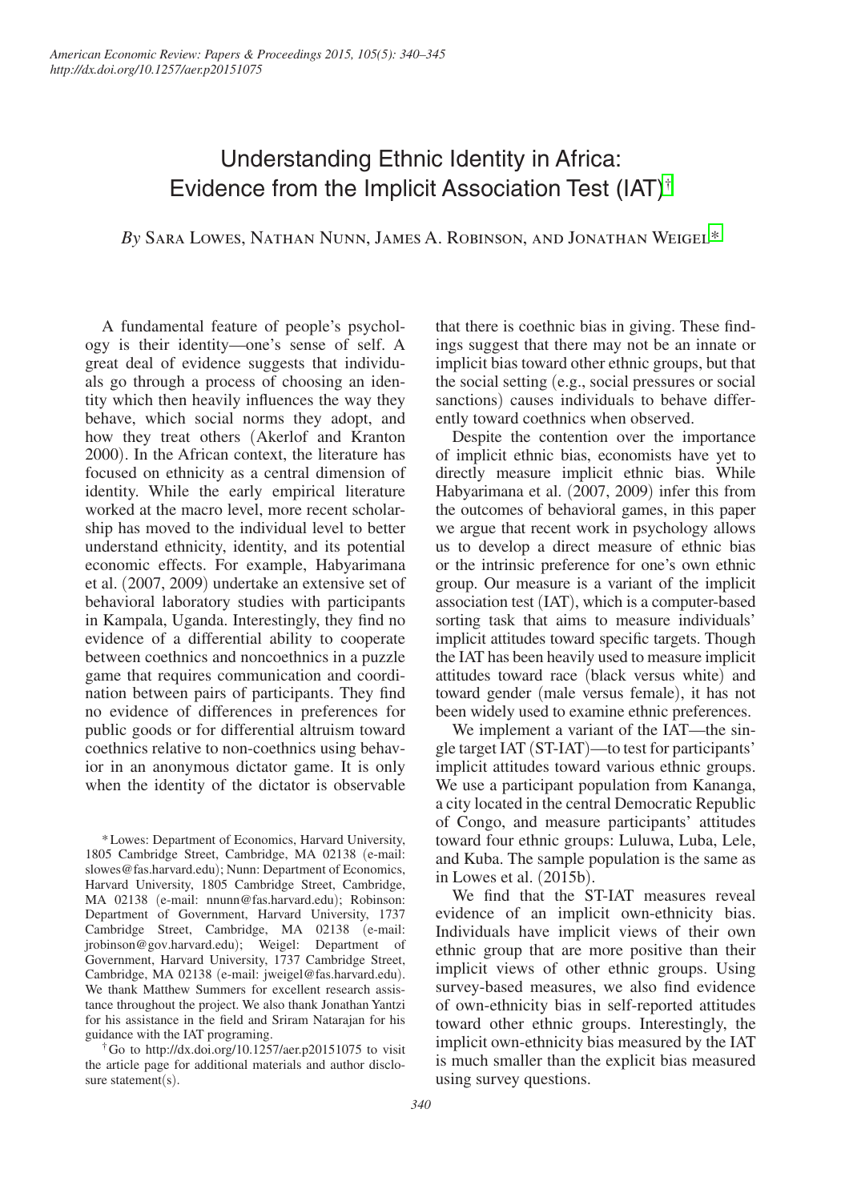# Understanding Ethnic Identity in Africa: Evidence from the Implicit Association Test (IAT)[†]

*By* Sara Lowes, Nathan Nunn, James A. Robinson, and Jonathan Weigel[*]

A fundamental feature of people's psychology is their identity—one's sense of self. A great deal of evidence suggests that individuals go through a process of choosing an identity which then heavily influences the way they behave, which social norms they adopt, and how they treat others (Akerlof and Kranton 2000). In the African context, the literature has focused on ethnicity as a central dimension of identity. While the early empirical literature worked at the macro level, more recent scholarship has moved to the individual level to better understand ethnicity, identity, and its potential economic effects. For example, Habyarimana et al. (2007, 2009) undertake an extensive set of behavioral laboratory studies with participants in Kampala, Uganda. Interestingly, they find no evidence of a differential ability to cooperate between coethnics and noncoethnics in a puzzle game that requires communication and coordination between pairs of participants. They find no evidence of differences in preferences for public goods or for differential altruism toward coethnics relative to non-coethnics using behavior in an anonymous dictator game. It is only when the identity of the dictator is observable that there is coethnic bias in giving. These findings suggest that there may not be an innate or implicit bias toward other ethnic groups, but that the social setting (e.g., social pressures or social sanctions) causes individuals to behave differently toward coethnics when observed.

Despite the contention over the importance of implicit ethnic bias, economists have yet to directly measure implicit ethnic bias. While Habyarimana et al. (2007, 2009) infer this from the outcomes of behavioral games, in this paper we argue that recent work in psychology allows us to develop a direct measure of ethnic bias or the intrinsic preference for one's own ethnic group. Our measure is a variant of the implicit association test (IAT), which is a computer-based sorting task that aims to measure individuals' implicit attitudes toward specific targets. Though the IAT has been heavily used to measure implicit attitudes toward race (black versus white) and toward gender (male versus female), it has not been widely used to examine ethnic preferences.

We implement a variant of the IAT—the single target IAT (ST-IAT)—to test for participants' implicit attitudes toward various ethnic groups. We use a participant population from Kananga, a city located in the central Democratic Republic of Congo, and measure participants' attitudes toward four ethnic groups: Luluwa, Luba, Lele, and Kuba. The sample population is the same as in Lowes et al. (2015b).

We find that the ST-IAT measures reveal evidence of an implicit own-ethnicity bias. Individuals have implicit views of their own ethnic group that are more positive than their implicit views of other ethnic groups. Using survey-based measures, we also find evidence of own-ethnicity bias in self-reported attitudes toward other ethnic groups. Interestingly, the implicit own-ethnicity bias measured by the IAT is much smaller than the explicit bias measured using survey questions.

---

[*] Lowes: Department of Economics, Harvard University, 1805 Cambridge Street, Cambridge, MA 02138 (e-mail: slowes@fas.harvard.edu); Nunn: Department of Economics, Harvard University, 1805 Cambridge Street, Cambridge, MA 02138 (e-mail: nnunn@fas.harvard.edu); Robinson: Department of Government, Harvard University, 1737 Cambridge Street, Cambridge, MA 02138 (e-mail: jrobinson@gov.harvard.edu); Weigel: Department of Government, Harvard University, 1737 Cambridge Street, Cambridge, MA 02138 (e-mail: jweigel@fas.harvard.edu). We thank Matthew Summers for excellent research assistance throughout the project. We also thank Jonathan Yantzi for his assistance in the field and Sriram Natarajan for his guidance with the IAT programing.

[†] Go to http://dx.doi.org/10.1257/aer.p20151075 to visit the article page for additional materials and author disclosure statement(s).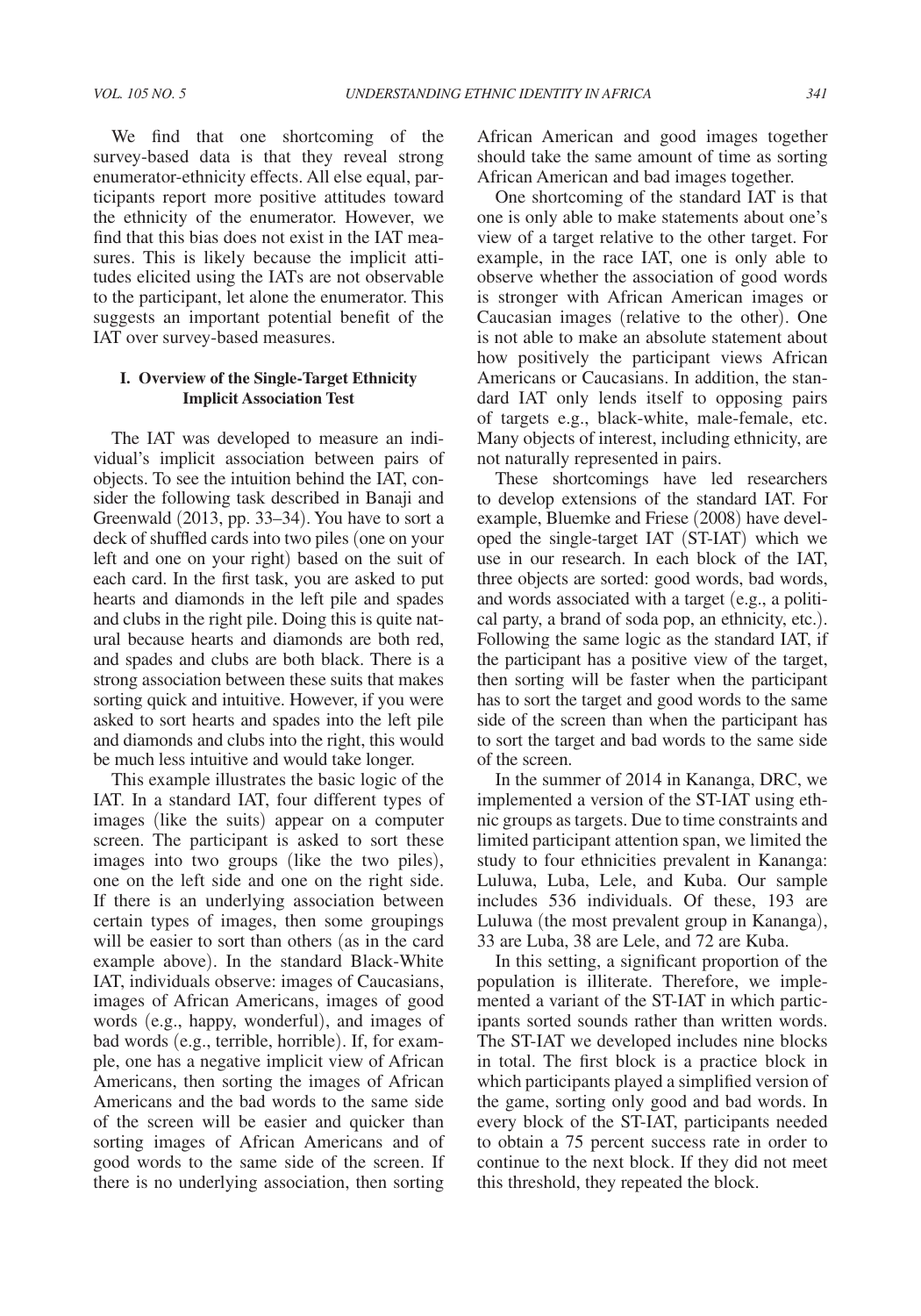We find that one shortcoming of the survey-based data is that they reveal strong enumerator-ethnicity effects. All else equal, participants report more positive attitudes toward the ethnicity of the enumerator. However, we find that this bias does not exist in the IAT measures. This is likely because the implicit attitudes elicited using the IATs are not observable to the participant, let alone the enumerator. This suggests an important potential benefit of the IAT over survey-based measures.

## I. Overview of the Single-Target Ethnicity Implicit Association Test

The IAT was developed to measure an individual's implicit association between pairs of objects. To see the intuition behind the IAT, consider the following task described in Banaji and Greenwald (2013, pp. 33–34). You have to sort a deck of shuffled cards into two piles (one on your left and one on your right) based on the suit of each card. In the first task, you are asked to put hearts and diamonds in the left pile and spades and clubs in the right pile. Doing this is quite natural because hearts and diamonds are both red, and spades and clubs are both black. There is a strong association between these suits that makes sorting quick and intuitive. However, if you were asked to sort hearts and spades into the left pile and diamonds and clubs into the right, this would be much less intuitive and would take longer.

This example illustrates the basic logic of the IAT. In a standard IAT, four different types of images (like the suits) appear on a computer screen. The participant is asked to sort these images into two groups (like the two piles), one on the left side and one on the right side. If there is an underlying association between certain types of images, then some groupings will be easier to sort than others (as in the card example above). In the standard Black-White IAT, individuals observe: images of Caucasians, images of African Americans, images of good words (e.g., happy, wonderful), and images of bad words (e.g., terrible, horrible). If, for example, one has a negative implicit view of African Americans, then sorting the images of African Americans and the bad words to the same side of the screen will be easier and quicker than sorting images of African Americans and of good words to the same side of the screen. If there is no underlying association, then sorting African American and good images together should take the same amount of time as sorting African American and bad images together.

One shortcoming of the standard IAT is that one is only able to make statements about one's view of a target relative to the other target. For example, in the race IAT, one is only able to observe whether the association of good words is stronger with African American images or Caucasian images (relative to the other). One is not able to make an absolute statement about how positively the participant views African Americans or Caucasians. In addition, the standard IAT only lends itself to opposing pairs of targets e.g., black-white, male-female, etc. Many objects of interest, including ethnicity, are not naturally represented in pairs.

These shortcomings have led researchers to develop extensions of the standard IAT. For example, Bluemke and Friese (2008) have developed the single-target IAT (ST-IAT) which we use in our research. In each block of the IAT, three objects are sorted: good words, bad words, and words associated with a target (e.g., a political party, a brand of soda pop, an ethnicity, etc.). Following the same logic as the standard IAT, if the participant has a positive view of the target, then sorting will be faster when the participant has to sort the target and good words to the same side of the screen than when the participant has to sort the target and bad words to the same side of the screen.

In the summer of 2014 in Kananga, DRC, we implemented a version of the ST-IAT using ethnic groups as targets. Due to time constraints and limited participant attention span, we limited the study to four ethnicities prevalent in Kananga: Luluwa, Luba, Lele, and Kuba. Our sample includes 536 individuals. Of these, 193 are Luluwa (the most prevalent group in Kananga), 33 are Luba, 38 are Lele, and 72 are Kuba.

In this setting, a significant proportion of the population is illiterate. Therefore, we implemented a variant of the ST-IAT in which participants sorted sounds rather than written words. The ST-IAT we developed includes nine blocks in total. The first block is a practice block in which participants played a simplified version of the game, sorting only good and bad words. In every block of the ST-IAT, participants needed to obtain a 75 percent success rate in order to continue to the next block. If they did not meet this threshold, they repeated the block.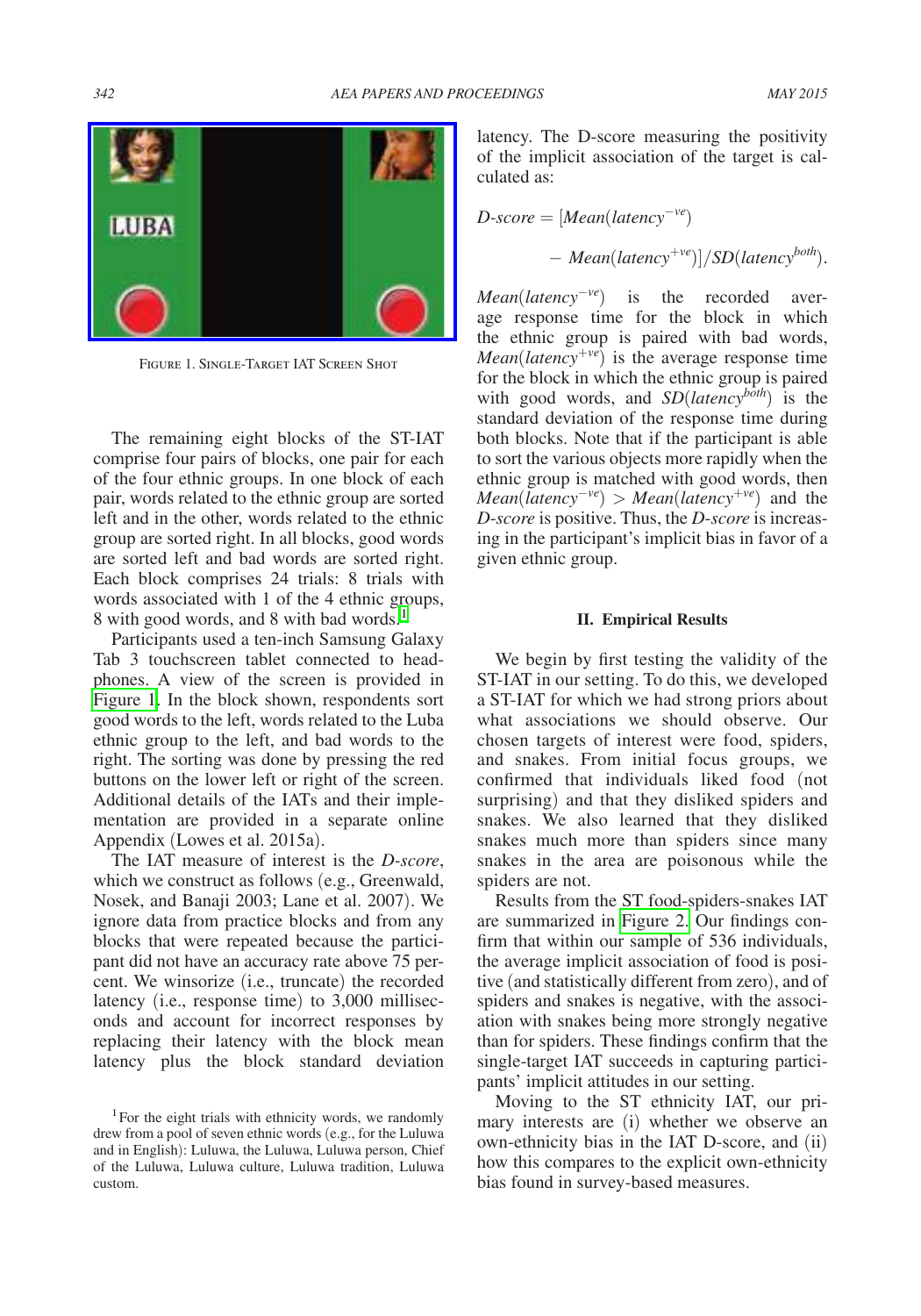Figure 1. Single-Target IAT Screen Shot

The remaining eight blocks of the ST-IAT comprise four pairs of blocks, one pair for each of the four ethnic groups. In one block of each pair, words related to the ethnic group are sorted left and in the other, words related to the ethnic group are sorted right. In all blocks, good words are sorted left and bad words are sorted right. Each block comprises 24 trials: 8 trials with words associated with 1 of the 4 ethnic groups, 8 with good words, and 8 with bad words.[1]

Participants used a ten-inch Samsung Galaxy Tab 3 touchscreen tablet connected to headphones. A view of the screen is provided in Figure 1. In the block shown, respondents sort good words to the left, words related to the Luba ethnic group to the left, and bad words to the right. The sorting was done by pressing the red buttons on the lower left or right of the screen. Additional details of the IATs and their implementation are provided in a separate online Appendix (Lowes et al. 2015a).

The IAT measure of interest is the *D-score*, which we construct as follows (e.g., Greenwald, Nosek, and Banaji 2003; Lane et al. 2007). We ignore data from practice blocks and from any blocks that were repeated because the participant did not have an accuracy rate above 75 percent. We winsorize (i.e., truncate) the recorded latency (i.e., response time) to 3,000 milliseconds and account for incorrect responses by replacing their latency with the block mean latency plus the block standard deviation latency. The D-score measuring the positivity of the implicit association of the target is calculated as:

$$D\text{-}score = [Mean(latency^{-ve}) - Mean(latency^{+ve})]/SD(latency^{both}).$$

$Mean(latency^{-ve})$ is the recorded average response time for the block in which the ethnic group is paired with bad words, $Mean(latency^{+ve})$ is the average response time for the block in which the ethnic group is paired with good words, and $SD(latency^{both})$ is the standard deviation of the response time during both blocks. Note that if the participant is able to sort the various objects more rapidly when the ethnic group is matched with good words, then $Mean(latency^{-ve}) > Mean(latency^{+ve})$ and the *D-score* is positive. Thus, the *D-score* is increasing in the participant's implicit bias in favor of a given ethnic group.

## II. Empirical Results

We begin by first testing the validity of the ST-IAT in our setting. To do this, we developed a ST-IAT for which we had strong priors about what associations we should observe. Our chosen targets of interest were food, spiders, and snakes. From initial focus groups, we confirmed that individuals liked food (not surprising) and that they disliked spiders and snakes. We also learned that they disliked snakes much more than spiders since many snakes in the area are poisonous while the spiders are not.

Results from the ST food-spiders-snakes IAT are summarized in Figure 2. Our findings confirm that within our sample of 536 individuals, the average implicit association of food is positive (and statistically different from zero), and of spiders and snakes is negative, with the association with snakes being more strongly negative than for spiders. These findings confirm that the single-target IAT succeeds in capturing participants' implicit attitudes in our setting.

Moving to the ST ethnicity IAT, our primary interests are (i) whether we observe an own-ethnicity bias in the IAT D-score, and (ii) how this compares to the explicit own-ethnicity bias found in survey-based measures.

[1] For the eight trials with ethnicity words, we randomly drew from a pool of seven ethnic words (e.g., for the Luluwa and in English): Luluwa, the Luluwa, Luluwa person, Chief of the Luluwa, Luluwa culture, Luluwa tradition, Luluwa custom.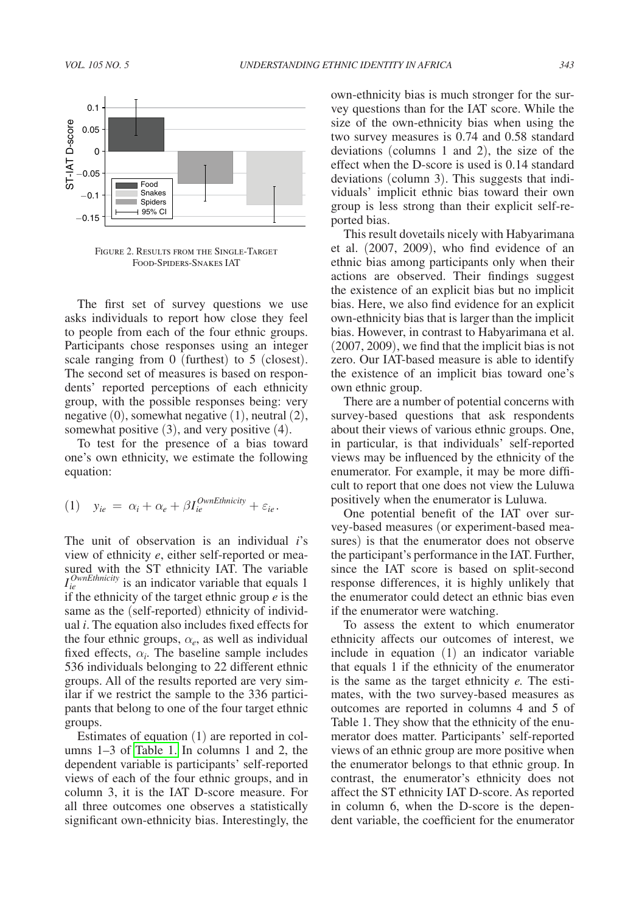FIGURE 2. RESULTS FROM THE SINGLE-TARGET FOOD-SPIDERS-SNAKES IAT

The first set of survey questions we use asks individuals to report how close they feel to people from each of the four ethnic groups. Participants chose responses using an integer scale ranging from 0 (furthest) to 5 (closest). The second set of measures is based on respondents' reported perceptions of each ethnicity group, with the possible responses being: very negative (0), somewhat negative (1), neutral (2), somewhat positive (3), and very positive (4).

To test for the presence of a bias toward one's own ethnicity, we estimate the following equation:

$$(1) \quad y_{ie} = \alpha_i + \alpha_e + \beta I_{ie}^{OwnEthnicity} + \varepsilon_{ie}.$$

The unit of observation is an individual *i*'s view of ethnicity *e*, either self-reported or measured with the ST ethnicity IAT. The variable $I_{ie}^{OwnEthnicity}$ is an indicator variable that equals 1 if the ethnicity of the target ethnic group *e* is the same as the (self-reported) ethnicity of individual *i*. The equation also includes fixed effects for the four ethnic groups, $\alpha_e$, as well as individual fixed effects, $\alpha_i$. The baseline sample includes 536 individuals belonging to 22 different ethnic groups. All of the results reported are very similar if we restrict the sample to the 336 participants that belong to one of the four target ethnic groups.

Estimates of equation (1) are reported in columns 1–3 of Table 1. In columns 1 and 2, the dependent variable is participants' self-reported views of each of the four ethnic groups, and in column 3, it is the IAT D-score measure. For all three outcomes one observes a statistically significant own-ethnicity bias. Interestingly, the own-ethnicity bias is much stronger for the survey questions than for the IAT score. While the size of the own-ethnicity bias when using the two survey measures is 0.74 and 0.58 standard deviations (columns 1 and 2), the size of the effect when the D-score is used is 0.14 standard deviations (column 3). This suggests that individuals' implicit ethnic bias toward their own group is less strong than their explicit self-reported bias.

This result dovetails nicely with Habyarimana et al. (2007, 2009), who find evidence of an ethnic bias among participants only when their actions are observed. Their findings suggest the existence of an explicit bias but no implicit bias. Here, we also find evidence for an explicit own-ethnicity bias that is larger than the implicit bias. However, in contrast to Habyarimana et al. (2007, 2009), we find that the implicit bias is not zero. Our IAT-based measure is able to identify the existence of an implicit bias toward one's own ethnic group.

There are a number of potential concerns with survey-based questions that ask respondents about their views of various ethnic groups. One, in particular, is that individuals' self-reported views may be influenced by the ethnicity of the enumerator. For example, it may be more difficult to report that one does not view the Luluwa positively when the enumerator is Luluwa.

One potential benefit of the IAT over survey-based measures (or experiment-based measures) is that the enumerator does not observe the participant's performance in the IAT. Further, since the IAT score is based on split-second response differences, it is highly unlikely that the enumerator could detect an ethnic bias even if the enumerator were watching.

To assess the extent to which enumerator ethnicity affects our outcomes of interest, we include in equation (1) an indicator variable that equals 1 if the ethnicity of the enumerator is the same as the target ethnicity *e*. The estimates, with the two survey-based measures as outcomes are reported in columns 4 and 5 of Table 1. They show that the ethnicity of the enumerator does matter. Participants' self-reported views of an ethnic group are more positive when the enumerator belongs to that ethnic group. In contrast, the enumerator's ethnicity does not affect the ST ethnicity IAT D-score. As reported in column 6, when the D-score is the dependent variable, the coefficient for the enumerator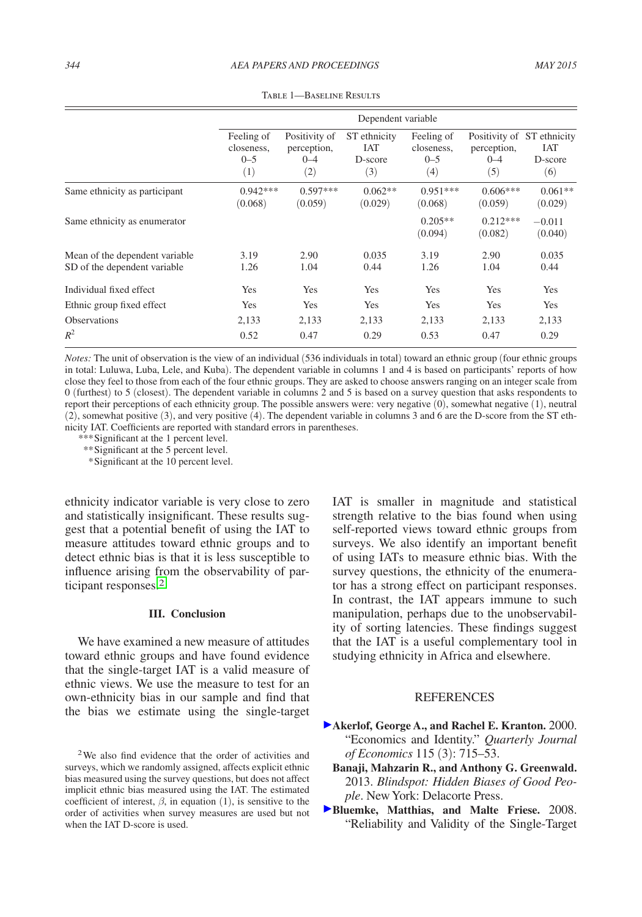Table 1—Baseline Results

| | Dependent variable | | | | | |
|---|---|---|---|---|---|---|
| | Feeling of closeness, 0–5 (1) | Positivity of perception, 0–4 (2) | ST ethnicity IAT D-score (3) | Feeling of closeness, 0–5 (4) | Positivity of perception, 0–4 (5) | ST ethnicity IAT D-score (6) |
| Same ethnicity as participant | 0.942*** (0.068) | 0.597*** (0.059) | 0.062** (0.029) | 0.951*** (0.068) | 0.606*** (0.059) | 0.061** (0.029) |
| Same ethnicity as enumerator | | | | 0.205** (0.094) | 0.212*** (0.082) | −0.011 (0.040) |
| Mean of the dependent variable | 3.19 | 2.90 | 0.035 | 3.19 | 2.90 | 0.035 |
| SD of the dependent variable | 1.26 | 1.04 | 0.44 | 1.26 | 1.04 | 0.44 |
| Individual fixed effect | Yes | Yes | Yes | Yes | Yes | Yes |
| Ethnic group fixed effect | Yes | Yes | Yes | Yes | Yes | Yes |
| Observations | 2,133 | 2,133 | 2,133 | 2,133 | 2,133 | 2,133 |
| $R^2$ | 0.52 | 0.47 | 0.29 | 0.53 | 0.47 | 0.29 |

*Notes:* The unit of observation is the view of an individual (536 individuals in total) toward an ethnic group (four ethnic groups in total: Luluwa, Luba, Lele, and Kuba). The dependent variable in columns 1 and 4 is based on participants' reports of how close they feel to those from each of the four ethnic groups. They are asked to choose answers ranging on an integer scale from 0 (furthest) to 5 (closest). The dependent variable in columns 2 and 5 is based on a survey question that asks respondents to report their perceptions of each ethnicity group. The possible answers were: very negative (0), somewhat negative (1), neutral (2), somewhat positive (3), and very positive (4). The dependent variable in columns 3 and 6 are the D-score from the ST ethnicity IAT. Coefficients are reported with standard errors in parentheses.

***Significant at the 1 percent level.
**Significant at the 5 percent level.
*Significant at the 10 percent level.

ethnicity indicator variable is very close to zero and statistically insignificant. These results suggest that a potential benefit of using the IAT to measure attitudes toward ethnic groups and to detect ethnic bias is that it is less susceptible to influence arising from the observability of participant responses.[2]

## III. Conclusion

We have examined a new measure of attitudes toward ethnic groups and have found evidence that the single-target IAT is a valid measure of ethnic views. We use the measure to test for an own-ethnicity bias in our sample and find that the bias we estimate using the single-target IAT is smaller in magnitude and statistical strength relative to the bias found when using self-reported views toward ethnic groups from surveys. We also identify an important benefit of using IATs to measure ethnic bias. With the survey questions, the ethnicity of the enumerator has a strong effect on participant responses. In contrast, the IAT appears immune to such manipulation, perhaps due to the unobservability of sorting latencies. These findings suggest that the IAT is a useful complementary tool in studying ethnicity in Africa and elsewhere.

[2] We also find evidence that the order of activities and surveys, which we randomly assigned, affects explicit ethnic bias measured using the survey questions, but does not affect implicit ethnic bias measured using the IAT. The estimated coefficient of interest, $\beta$, in equation (1), is sensitive to the order of activities when survey measures are used but not when the IAT D-score is used.

## REFERENCES

**Akerlof, George A., and Rachel E. Kranton.** 2000. "Economics and Identity." *Quarterly Journal of Economics* 115 (3): 715–53.

**Banaji, Mahzarin R., and Anthony G. Greenwald.** 2013. *Blindspot: Hidden Biases of Good People*. New York: Delacorte Press.

**Bluemke, Matthias, and Malte Friese.** 2008. "Reliability and Validity of the Single-Target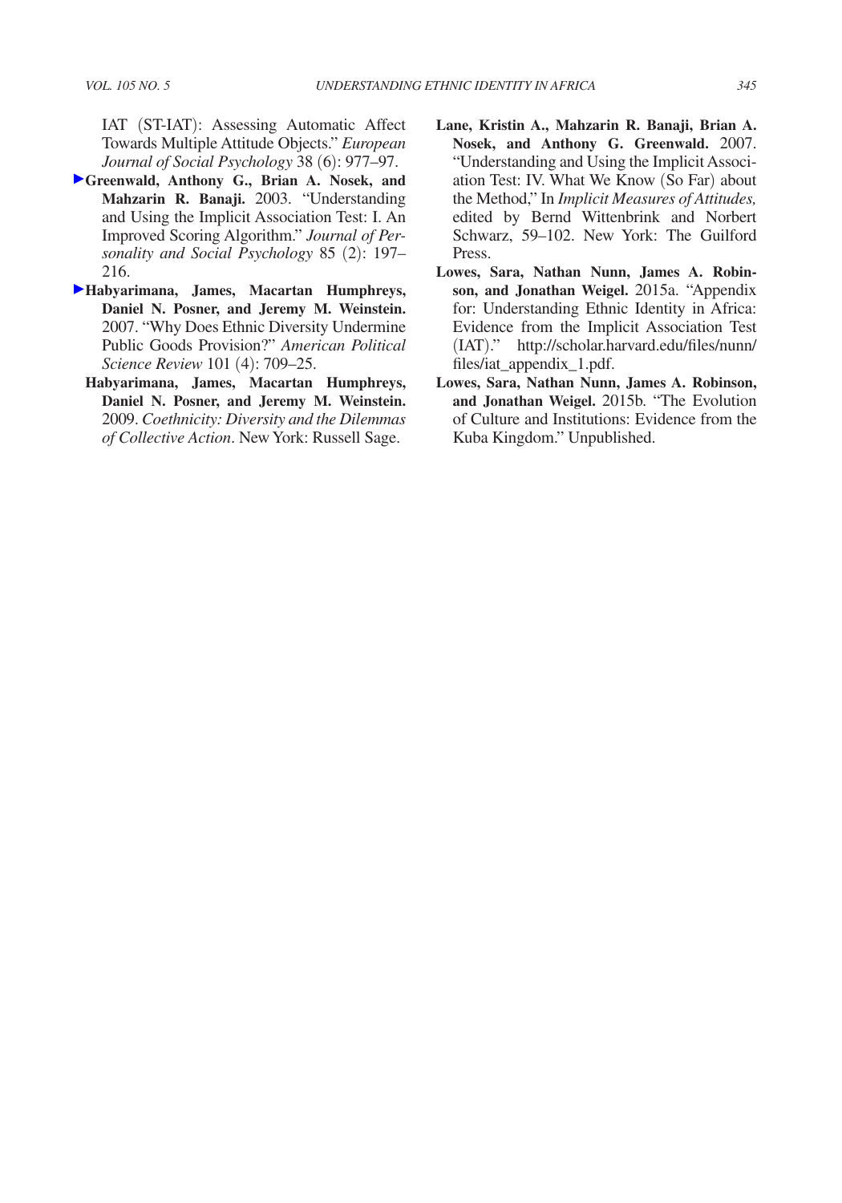IAT (ST-IAT): Assessing Automatic Affect Towards Multiple Attitude Objects." *European Journal of Social Psychology* 38 (6): 977–97.

**Greenwald, Anthony G., Brian A. Nosek, and Mahzarin R. Banaji.** 2003. "Understanding and Using the Implicit Association Test: I. An Improved Scoring Algorithm." *Journal of Personality and Social Psychology* 85 (2): 197–216.

**Habyarimana, James, Macartan Humphreys, Daniel N. Posner, and Jeremy M. Weinstein.** 2007. "Why Does Ethnic Diversity Undermine Public Goods Provision?" *American Political Science Review* 101 (4): 709–25.

**Habyarimana, James, Macartan Humphreys, Daniel N. Posner, and Jeremy M. Weinstein.** 2009. *Coethnicity: Diversity and the Dilemmas of Collective Action*. New York: Russell Sage.

**Lane, Kristin A., Mahzarin R. Banaji, Brian A. Nosek, and Anthony G. Greenwald.** 2007. "Understanding and Using the Implicit Association Test: IV. What We Know (So Far) about the Method," In *Implicit Measures of Attitudes,* edited by Bernd Wittenbrink and Norbert Schwarz, 59–102. New York: The Guilford Press.

**Lowes, Sara, Nathan Nunn, James A. Robinson, and Jonathan Weigel.** 2015a. "Appendix for: Understanding Ethnic Identity in Africa: Evidence from the Implicit Association Test (IAT)." http://scholar.harvard.edu/files/nunn/files/iat_appendix_1.pdf.

**Lowes, Sara, Nathan Nunn, James A. Robinson, and Jonathan Weigel.** 2015b. "The Evolution of Culture and Institutions: Evidence from the Kuba Kingdom." Unpublished.